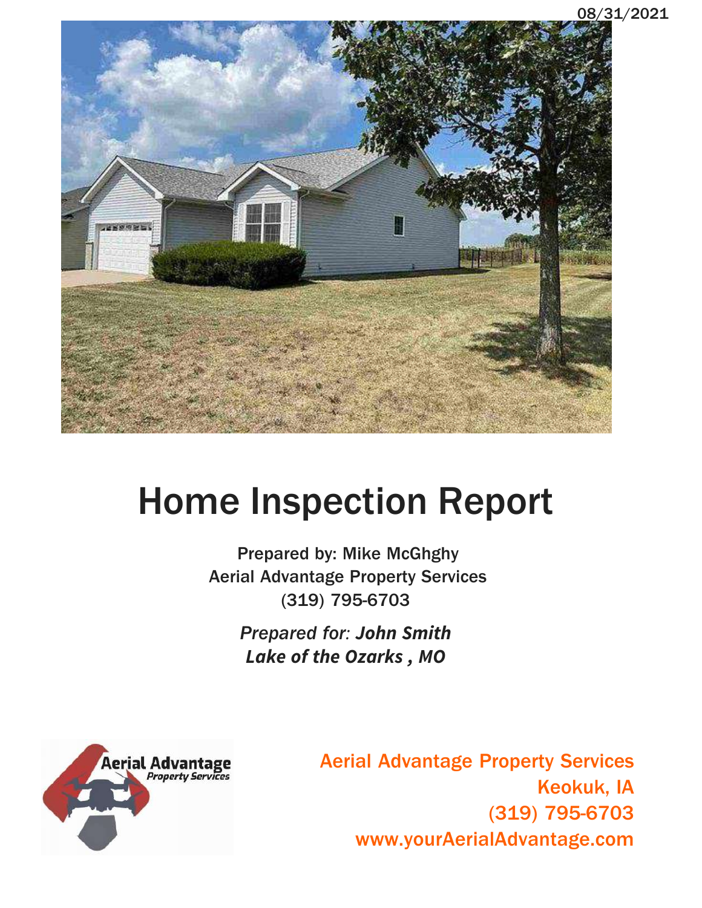08/31/2021

# Home Inspection Report

Prepared by: Mike McGhghy
Aerial Advantage Property Services
(319) 795-6703

*Prepared for: **John Smith***
***Lake of the Ozarks , MO***

Aerial Advantage Property Services
Keokuk, IA
(319) 795-6703
www.yourAerialAdvantage.com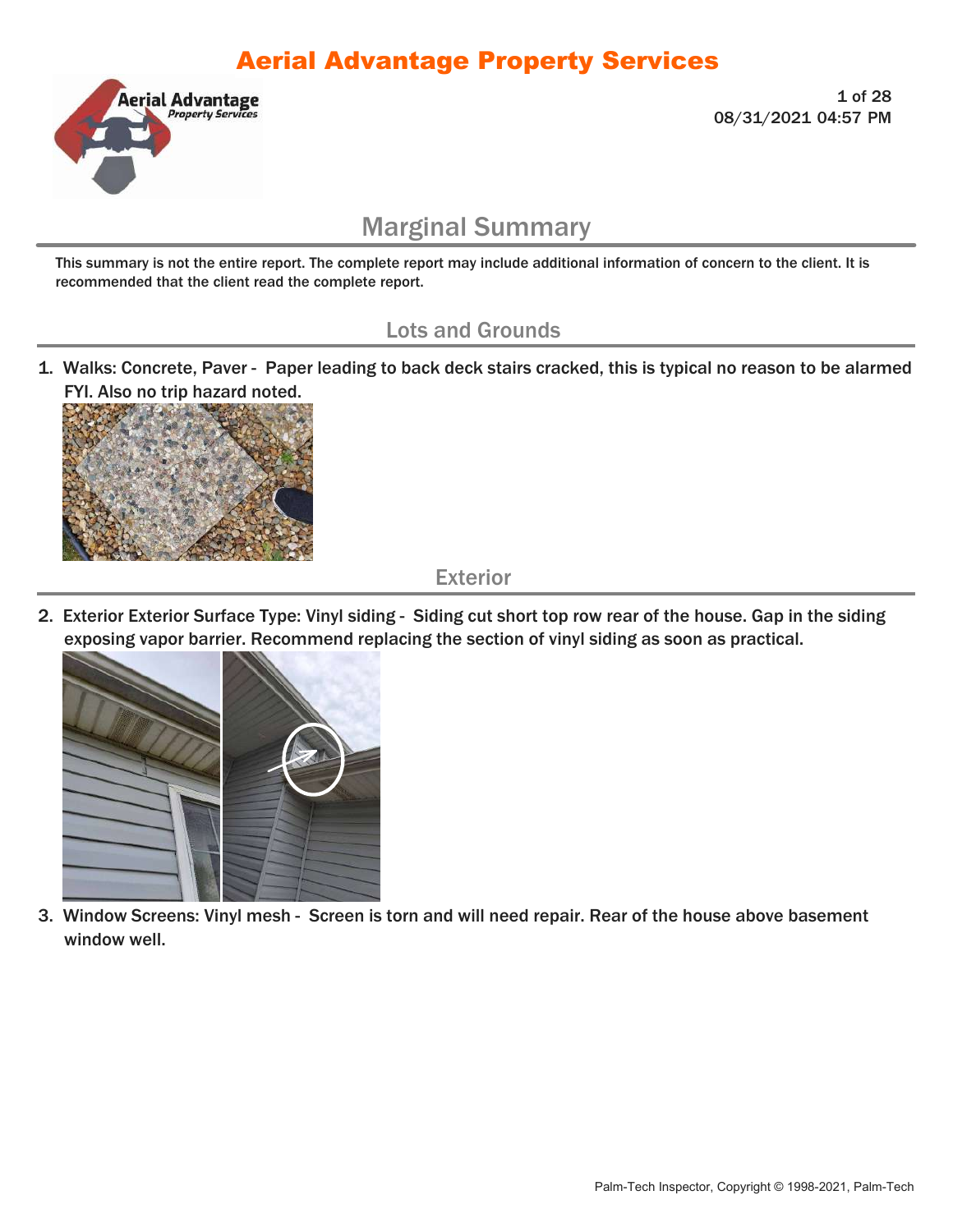# Aerial Advantage Property Services

## Marginal Summary

This summary is not the entire report. The complete report may include additional information of concern to the client. It is recommended that the client read the complete report.

### Lots and Grounds

1. Walks: Concrete, Paver - Paper leading to back deck stairs cracked, this is typical no reason to be alarmed FYI. Also no trip hazard noted.

### Exterior

2. Exterior Exterior Surface Type: Vinyl siding - Siding cut short top row rear of the house. Gap in the siding exposing vapor barrier. Recommend replacing the section of vinyl siding as soon as practical.

3. Window Screens: Vinyl mesh - Screen is torn and will need repair. Rear of the house above basement window well.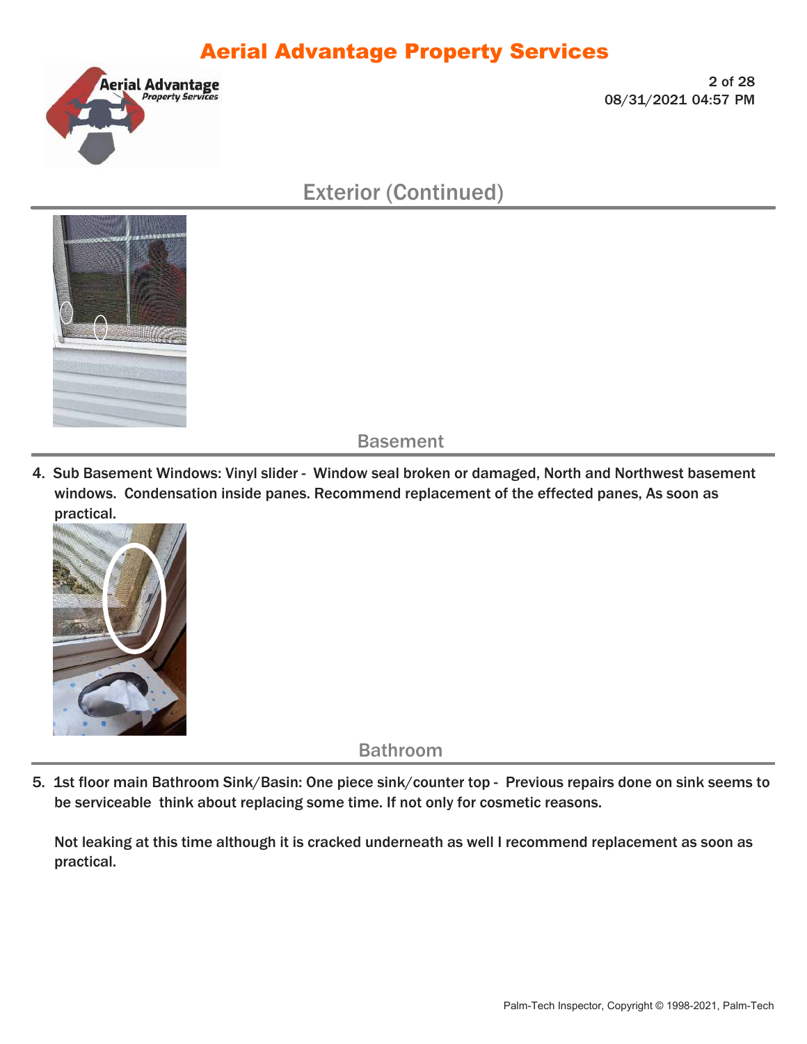## Exterior (Continued)

### Basement

4. Sub Basement Windows: Vinyl slider - Window seal broken or damaged, North and Northwest basement windows. Condensation inside panes. Recommend replacement of the effected panes, As soon as practical.

### Bathroom

5. 1st floor main Bathroom Sink/Basin: One piece sink/counter top - Previous repairs done on sink seems to be serviceable think about replacing some time. If not only for cosmetic reasons.

   Not leaking at this time although it is cracked underneath as well I recommend replacement as soon as practical.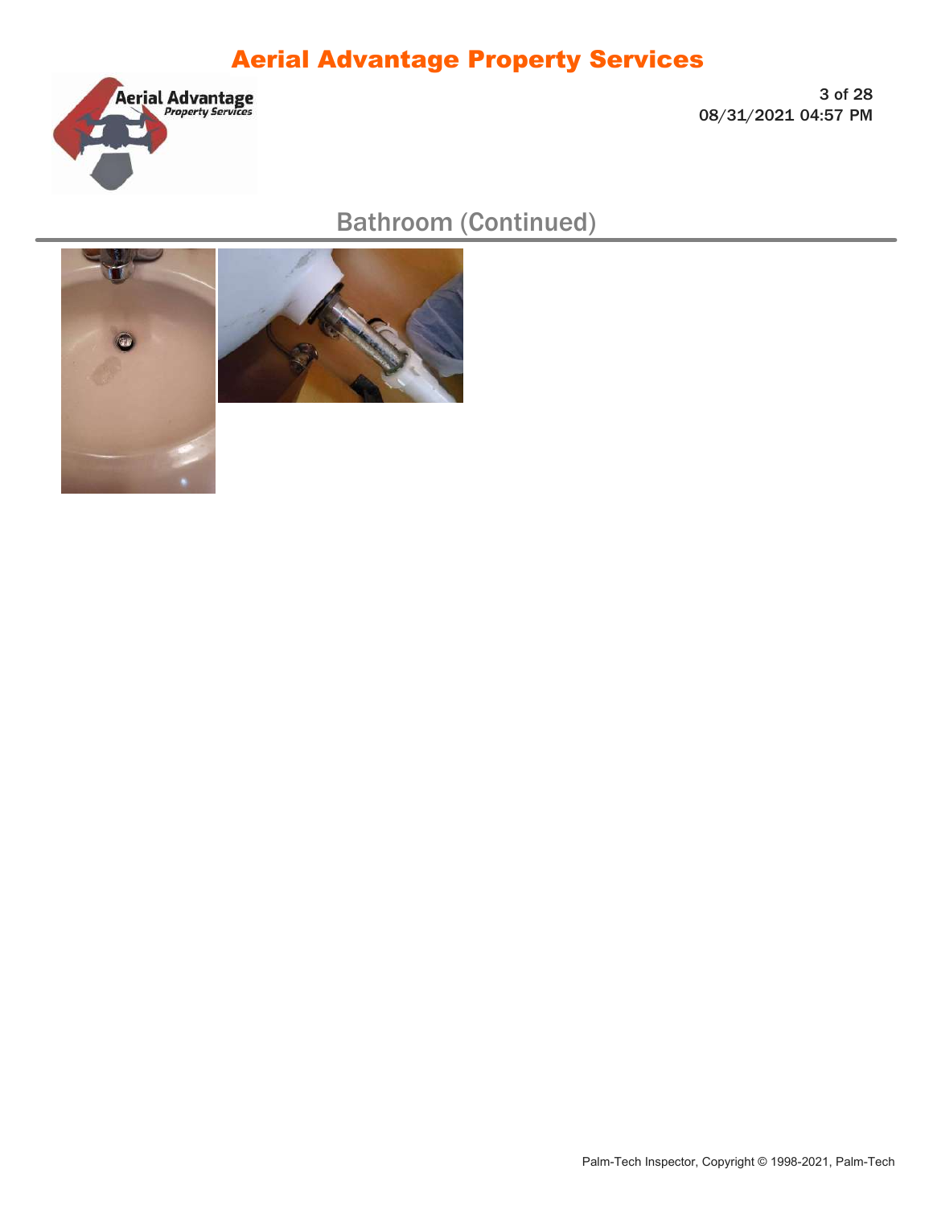# Aerial Advantage Property Services

## Bathroom (Continued)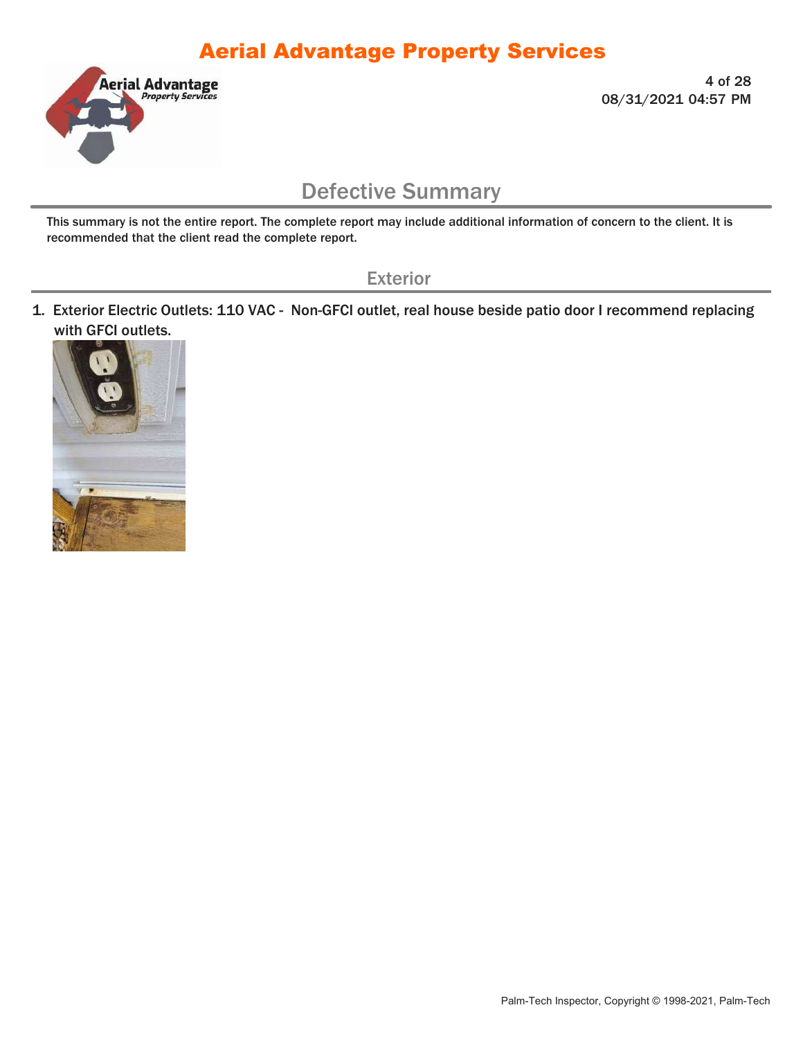# Defective Summary

This summary is not the entire report. The complete report may include additional information of concern to the client. It is recommended that the client read the complete report.

## Exterior

1. Exterior Electric Outlets: 110 VAC - Non-GFCI outlet, real house beside patio door I recommend replacing with GFCI outlets.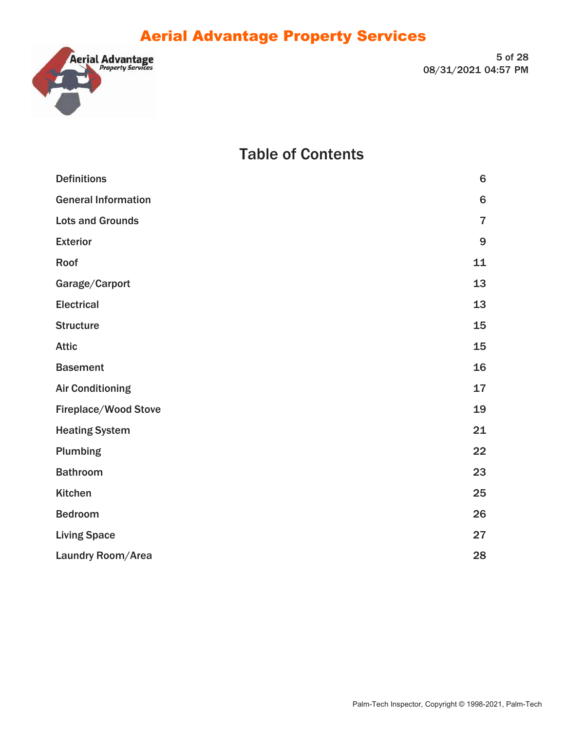# Table of Contents

| | |
|---|---|
| Definitions | 6 |
| General Information | 6 |
| Lots and Grounds | 7 |
| Exterior | 9 |
| Roof | 11 |
| Garage/Carport | 13 |
| Electrical | 13 |
| Structure | 15 |
| Attic | 15 |
| Basement | 16 |
| Air Conditioning | 17 |
| Fireplace/Wood Stove | 19 |
| Heating System | 21 |
| Plumbing | 22 |
| Bathroom | 23 |
| Kitchen | 25 |
| Bedroom | 26 |
| Living Space | 27 |
| Laundry Room/Area | 28 |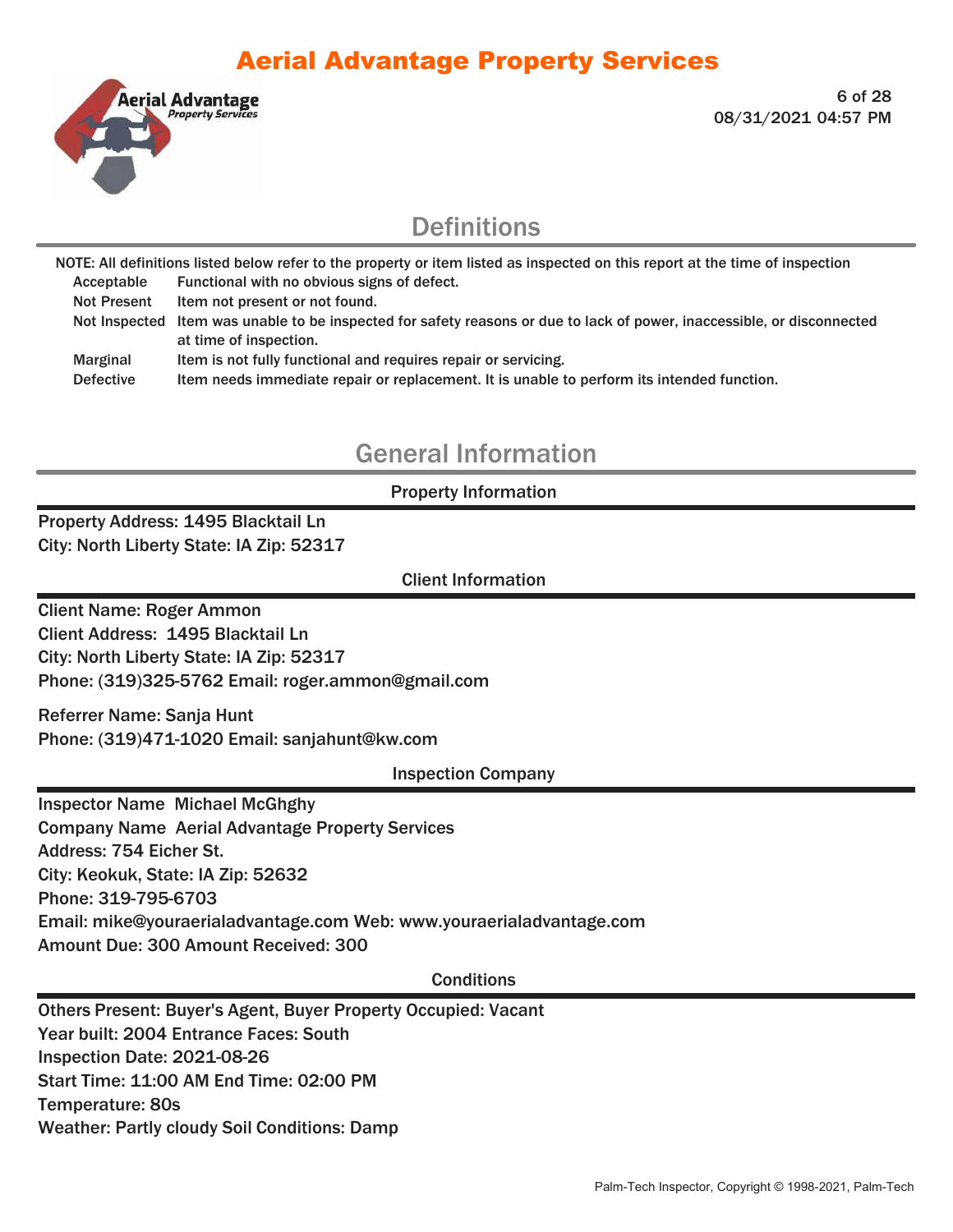# Definitions

NOTE: All definitions listed below refer to the property or item listed as inspected on this report at the time of inspection

| | |
|---|---|
| Acceptable | Functional with no obvious signs of defect. |
| Not Present | Item not present or not found. |
| Not Inspected | Item was unable to be inspected for safety reasons or due to lack of power, inaccessible, or disconnected at time of inspection. |
| Marginal | Item is not fully functional and requires repair or servicing. |
| Defective | Item needs immediate repair or replacement. It is unable to perform its intended function. |

# General Information

## Property Information

Property Address: 1495 Blacktail Ln
City: North Liberty State: IA Zip: 52317

## Client Information

Client Name: Roger Ammon
Client Address: 1495 Blacktail Ln
City: North Liberty State: IA Zip: 52317
Phone: (319)325-5762 Email: roger.ammon@gmail.com

Referrer Name: Sanja Hunt
Phone: (319)471-1020 Email: sanjahunt@kw.com

## Inspection Company

Inspector Name Michael McGhghy
Company Name Aerial Advantage Property Services
Address: 754 Eicher St.
City: Keokuk, State: IA Zip: 52632
Phone: 319-795-6703
Email: mike@youraerialadvantage.com Web: www.youraerialadvantage.com
Amount Due: 300 Amount Received: 300

## Conditions

Others Present: Buyer's Agent, Buyer Property Occupied: Vacant
Year built: 2004 Entrance Faces: South
Inspection Date: 2021-08-26
Start Time: 11:00 AM End Time: 02:00 PM
Temperature: 80s
Weather: Partly cloudy Soil Conditions: Damp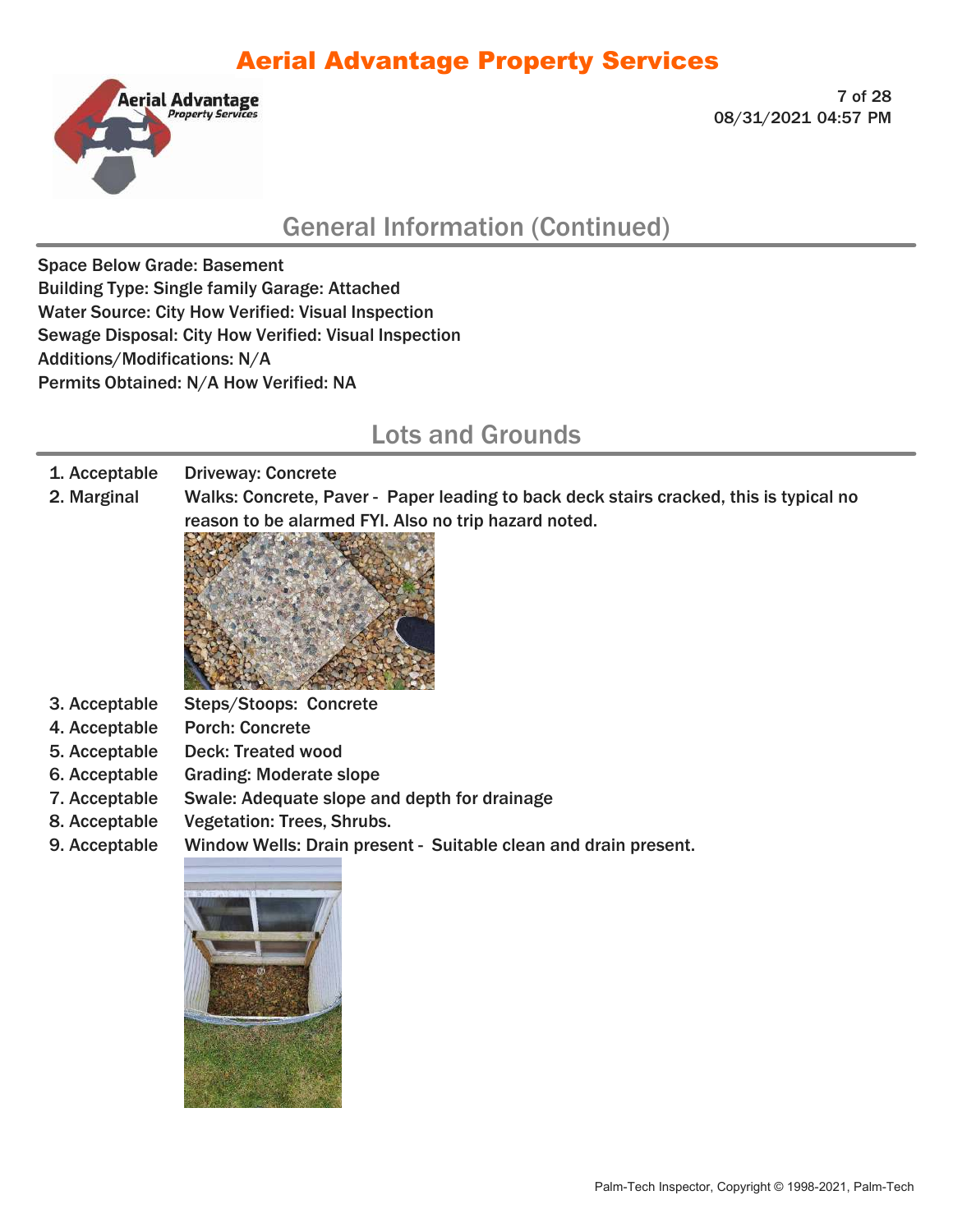## General Information (Continued)

Space Below Grade: Basement
Building Type: Single family Garage: Attached
Water Source: City How Verified: Visual Inspection
Sewage Disposal: City How Verified: Visual Inspection
Additions/Modifications: N/A
Permits Obtained: N/A How Verified: NA

## Lots and Grounds

1. Acceptable — Driveway: Concrete
2. Marginal — Walks: Concrete, Paver - Paper leading to back deck stairs cracked, this is typical no reason to be alarmed FYI. Also no trip hazard noted.
3. Acceptable — Steps/Stoops: Concrete
4. Acceptable — Porch: Concrete
5. Acceptable — Deck: Treated wood
6. Acceptable — Grading: Moderate slope
7. Acceptable — Swale: Adequate slope and depth for drainage
8. Acceptable — Vegetation: Trees, Shrubs.
9. Acceptable — Window Wells: Drain present - Suitable clean and drain present.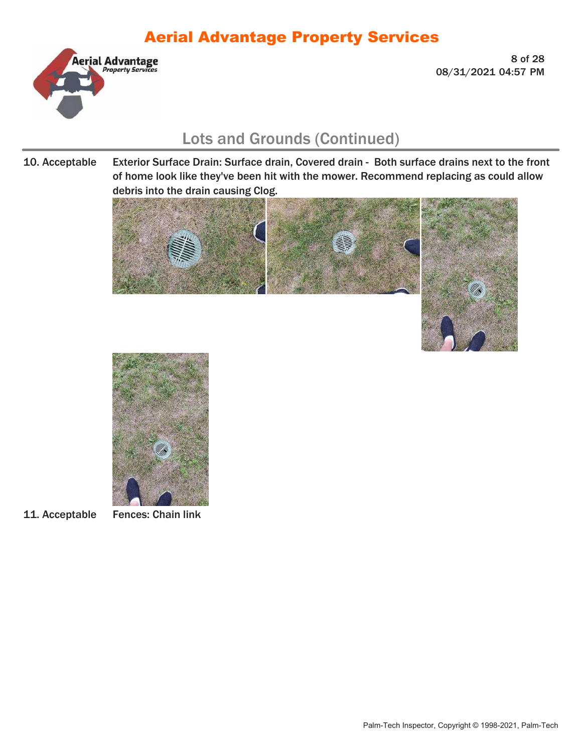## Lots and Grounds (Continued)

10. Acceptable — Exterior Surface Drain: Surface drain, Covered drain - Both surface drains next to the front of home look like they've been hit with the mower. Recommend replacing as could allow debris into the drain causing Clog.

11. Acceptable — Fences: Chain link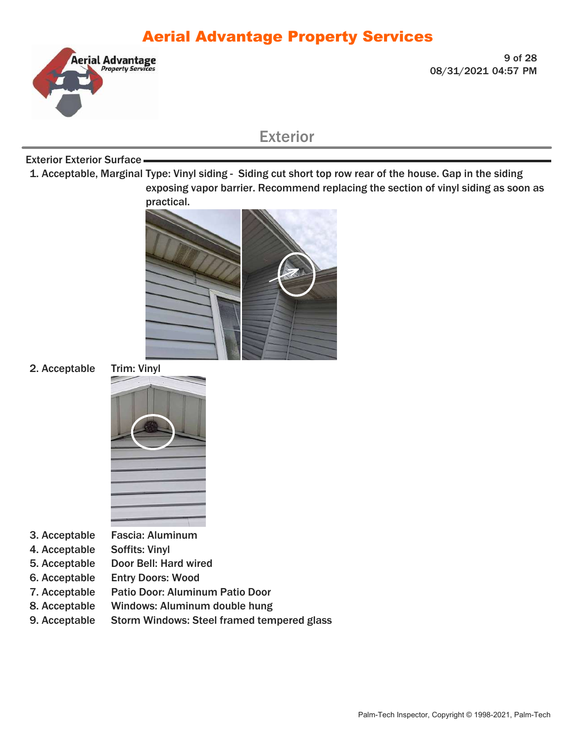## Exterior

### Exterior Exterior Surface

1. Acceptable, Marginal Type: Vinyl siding - Siding cut short top row rear of the house. Gap in the siding exposing vapor barrier. Recommend replacing the section of vinyl siding as soon as practical.

2. Acceptable Trim: Vinyl

3. Acceptable Fascia: Aluminum
4. Acceptable Soffits: Vinyl
5. Acceptable Door Bell: Hard wired
6. Acceptable Entry Doors: Wood
7. Acceptable Patio Door: Aluminum Patio Door
8. Acceptable Windows: Aluminum double hung
9. Acceptable Storm Windows: Steel framed tempered glass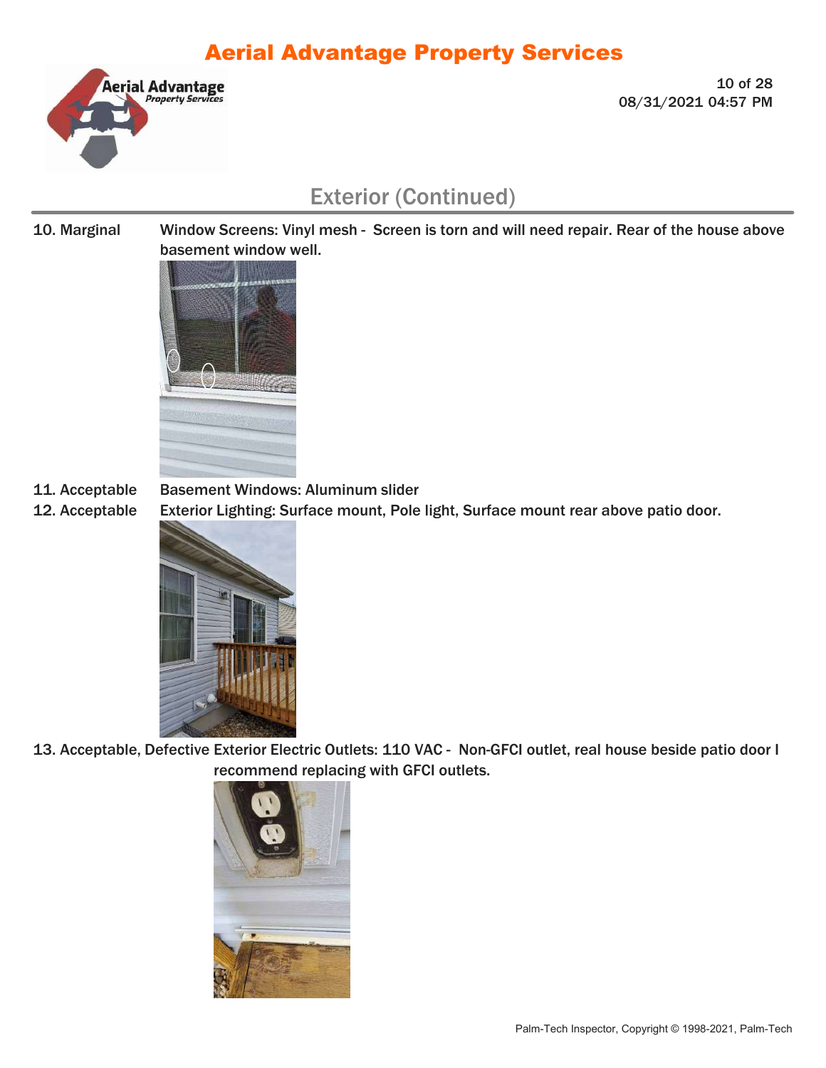## Exterior (Continued)

10. Marginal — Window Screens: Vinyl mesh - Screen is torn and will need repair. Rear of the house above basement window well.

11. Acceptable — Basement Windows: Aluminum slider

12. Acceptable — Exterior Lighting: Surface mount, Pole light, Surface mount rear above patio door.

13. Acceptable, Defective — Exterior Electric Outlets: 110 VAC - Non-GFCI outlet, real house beside patio door I recommend replacing with GFCI outlets.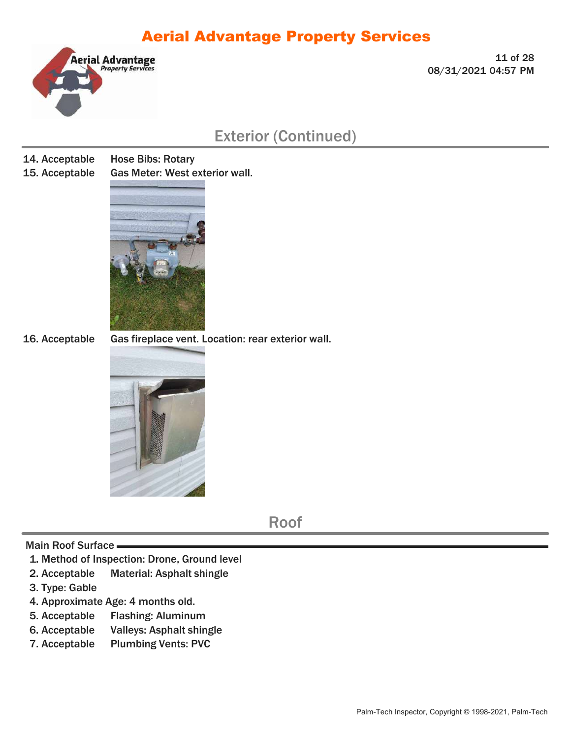## Exterior (Continued)

14. Acceptable Hose Bibs: Rotary
15. Acceptable Gas Meter: West exterior wall.
16. Acceptable Gas fireplace vent. Location: rear exterior wall.

## Roof

### Main Roof Surface

1. Method of Inspection: Drone, Ground level
2. Acceptable Material: Asphalt shingle
3. Type: Gable
4. Approximate Age: 4 months old.
5. Acceptable Flashing: Aluminum
6. Acceptable Valleys: Asphalt shingle
7. Acceptable Plumbing Vents: PVC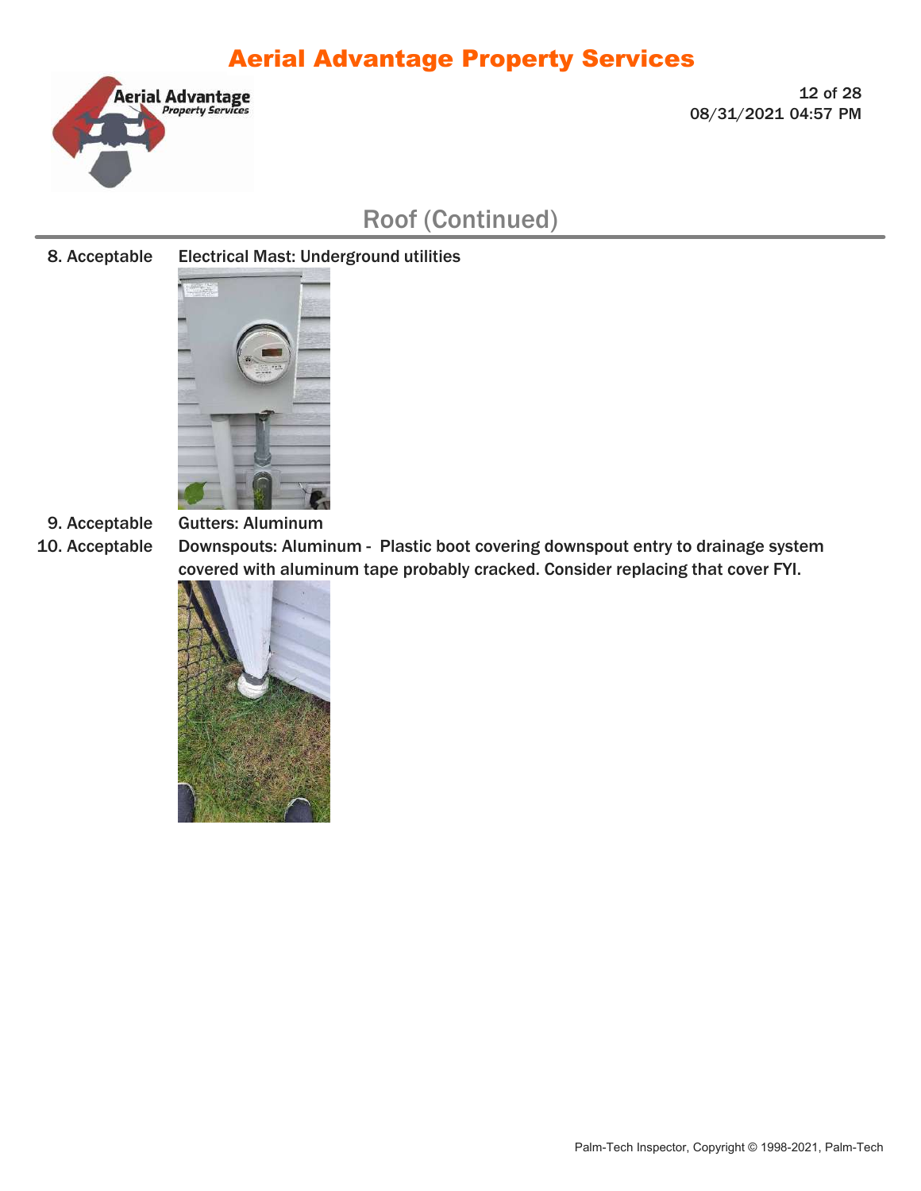## Roof (Continued)

8. Acceptable — Electrical Mast: Underground utilities

9. Acceptable — Gutters: Aluminum

10. Acceptable — Downspouts: Aluminum - Plastic boot covering downspout entry to drainage system covered with aluminum tape probably cracked. Consider replacing that cover FYI.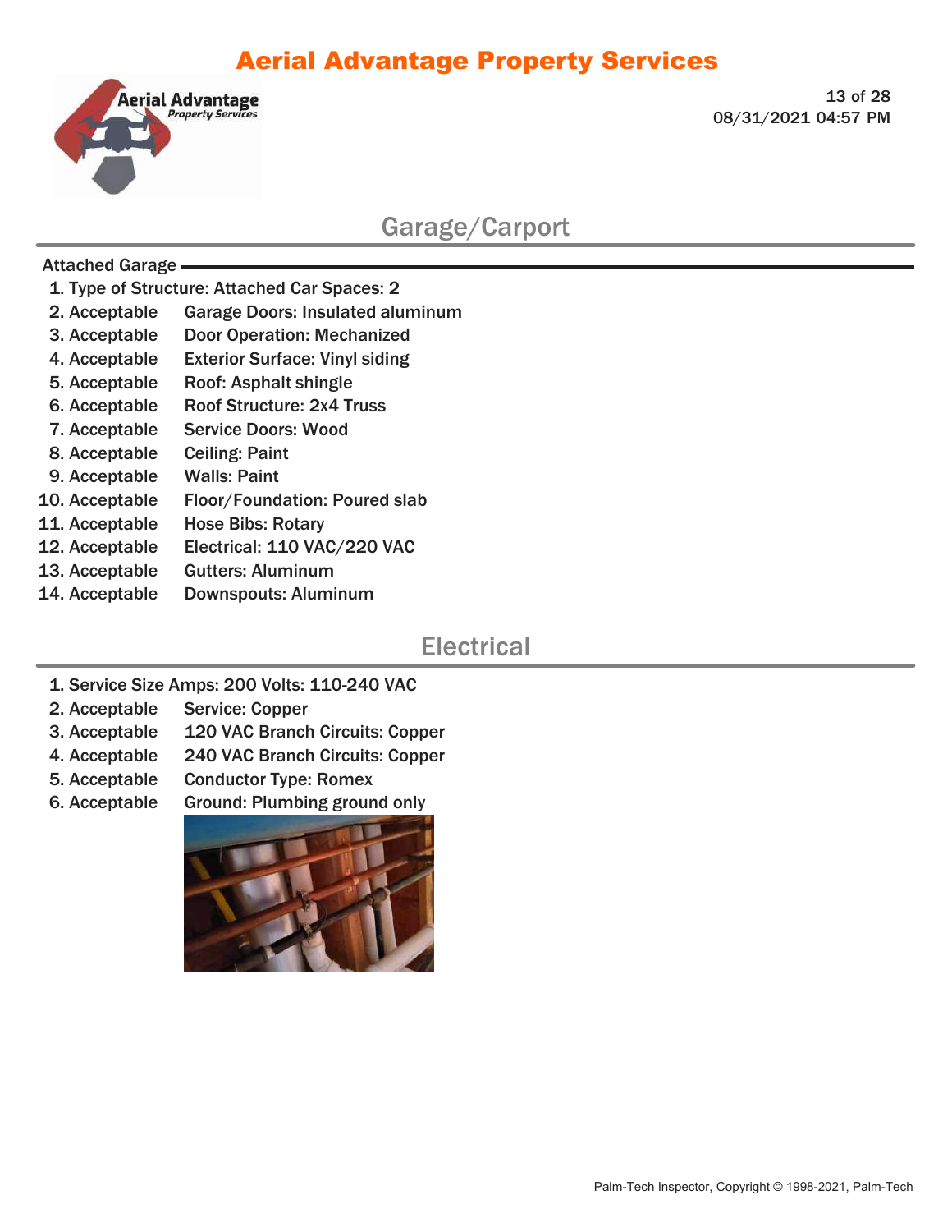## Garage/Carport

**Attached Garage**

1. Type of Structure: Attached Car Spaces: 2
2. Acceptable Garage Doors: Insulated aluminum
3. Acceptable Door Operation: Mechanized
4. Acceptable Exterior Surface: Vinyl siding
5. Acceptable Roof: Asphalt shingle
6. Acceptable Roof Structure: 2x4 Truss
7. Acceptable Service Doors: Wood
8. Acceptable Ceiling: Paint
9. Acceptable Walls: Paint
10. Acceptable Floor/Foundation: Poured slab
11. Acceptable Hose Bibs: Rotary
12. Acceptable Electrical: 110 VAC/220 VAC
13. Acceptable Gutters: Aluminum
14. Acceptable Downspouts: Aluminum

## Electrical

1. Service Size Amps: 200 Volts: 110-240 VAC
2. Acceptable Service: Copper
3. Acceptable 120 VAC Branch Circuits: Copper
4. Acceptable 240 VAC Branch Circuits: Copper
5. Acceptable Conductor Type: Romex
6. Acceptable Ground: Plumbing ground only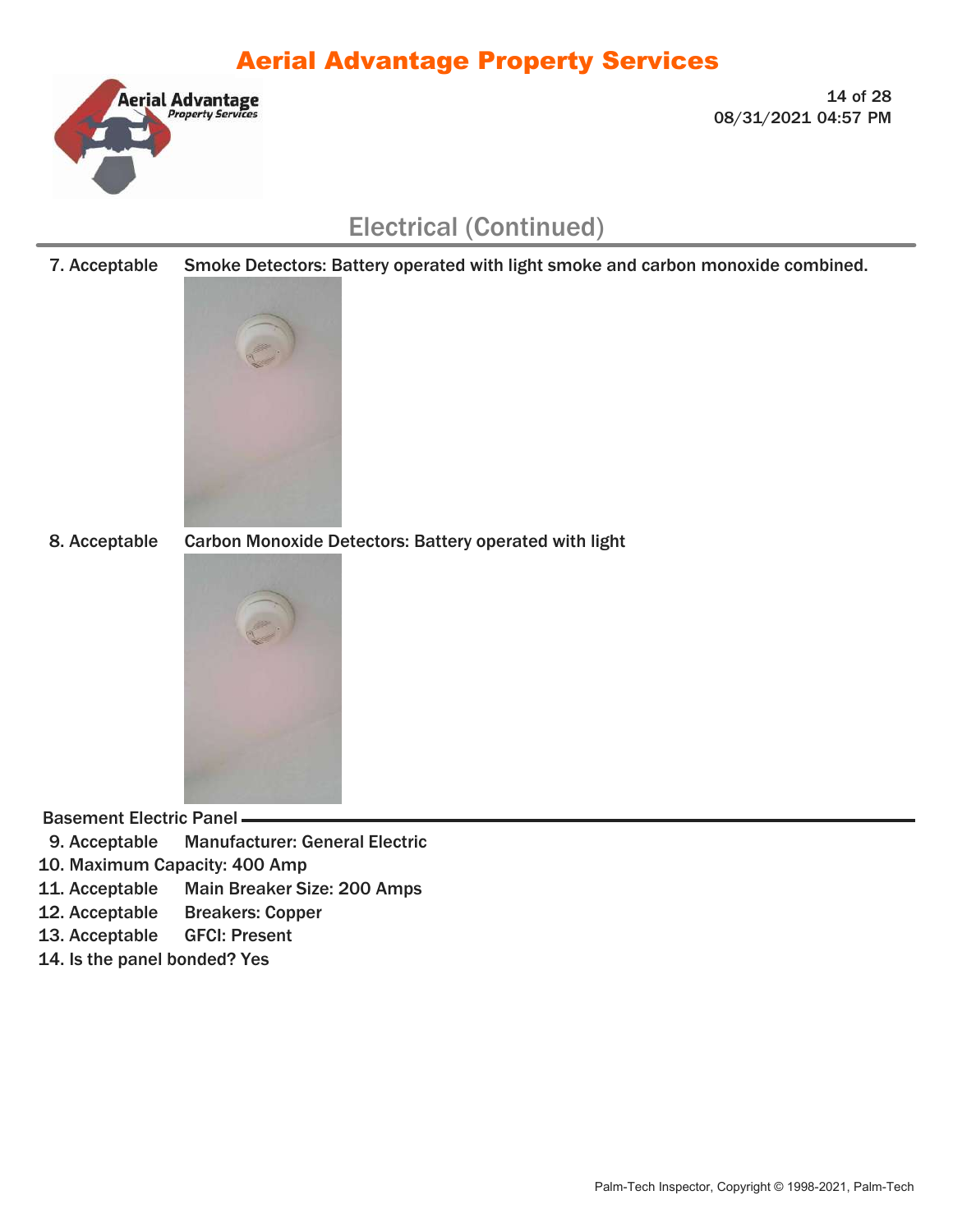## Electrical (Continued)

7. Acceptable Smoke Detectors: Battery operated with light smoke and carbon monoxide combined.

8. Acceptable Carbon Monoxide Detectors: Battery operated with light

### Basement Electric Panel

9. Acceptable Manufacturer: General Electric
10. Maximum Capacity: 400 Amp
11. Acceptable Main Breaker Size: 200 Amps
12. Acceptable Breakers: Copper
13. Acceptable GFCI: Present
14. Is the panel bonded? Yes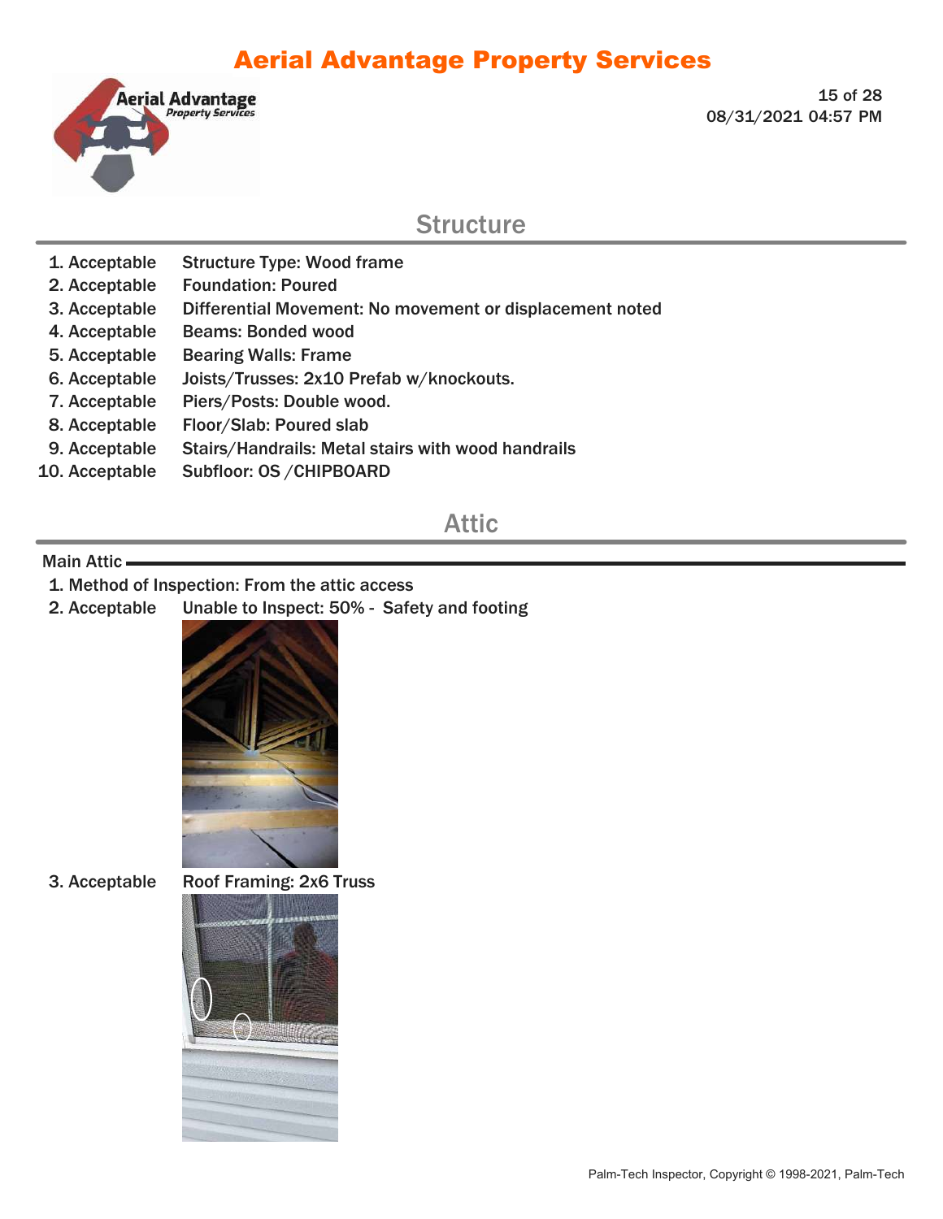## Structure

1. Acceptable — Structure Type: Wood frame
2. Acceptable — Foundation: Poured
3. Acceptable — Differential Movement: No movement or displacement noted
4. Acceptable — Beams: Bonded wood
5. Acceptable — Bearing Walls: Frame
6. Acceptable — Joists/Trusses: 2x10 Prefab w/knockouts.
7. Acceptable — Piers/Posts: Double wood.
8. Acceptable — Floor/Slab: Poured slab
9. Acceptable — Stairs/Handrails: Metal stairs with wood handrails
10. Acceptable — Subfloor: OS /CHIPBOARD

## Attic

### Main Attic

1. Method of Inspection: From the attic access
2. Acceptable — Unable to Inspect: 50% - Safety and footing
3. Acceptable — Roof Framing: 2x6 Truss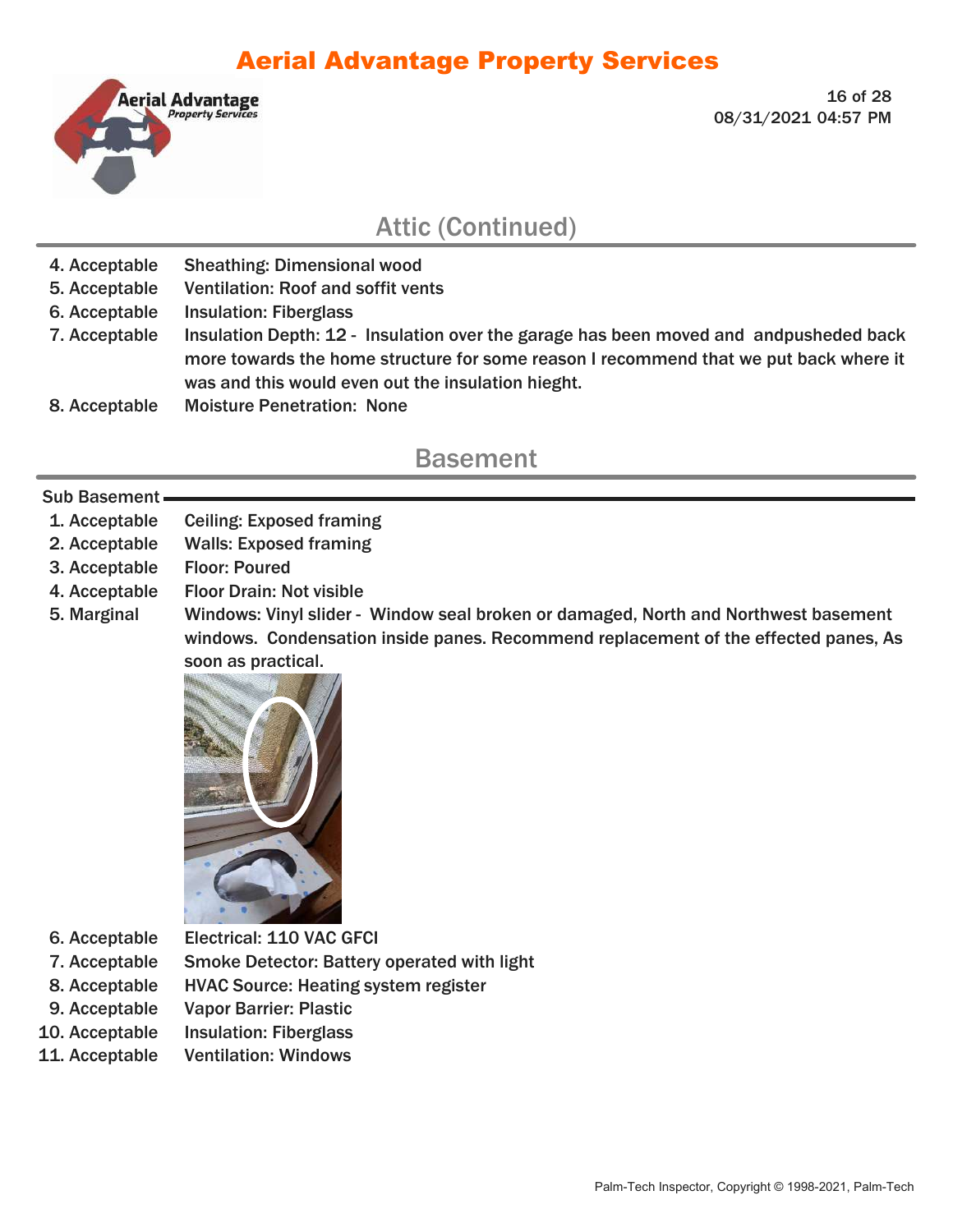## Attic (Continued)

4. Acceptable — Sheathing: Dimensional wood
5. Acceptable — Ventilation: Roof and soffit vents
6. Acceptable — Insulation: Fiberglass
7. Acceptable — Insulation Depth: 12 - Insulation over the garage has been moved and andpusheded back more towards the home structure for some reason I recommend that we put back where it was and this would even out the insulation hieght.
8. Acceptable — Moisture Penetration: None

## Basement

### Sub Basement

1. Acceptable — Ceiling: Exposed framing
2. Acceptable — Walls: Exposed framing
3. Acceptable — Floor: Poured
4. Acceptable — Floor Drain: Not visible
5. Marginal — Windows: Vinyl slider - Window seal broken or damaged, North and Northwest basement windows. Condensation inside panes. Recommend replacement of the effected panes, As soon as practical.
6. Acceptable — Electrical: 110 VAC GFCI
7. Acceptable — Smoke Detector: Battery operated with light
8. Acceptable — HVAC Source: Heating system register
9. Acceptable — Vapor Barrier: Plastic
10. Acceptable — Insulation: Fiberglass
11. Acceptable — Ventilation: Windows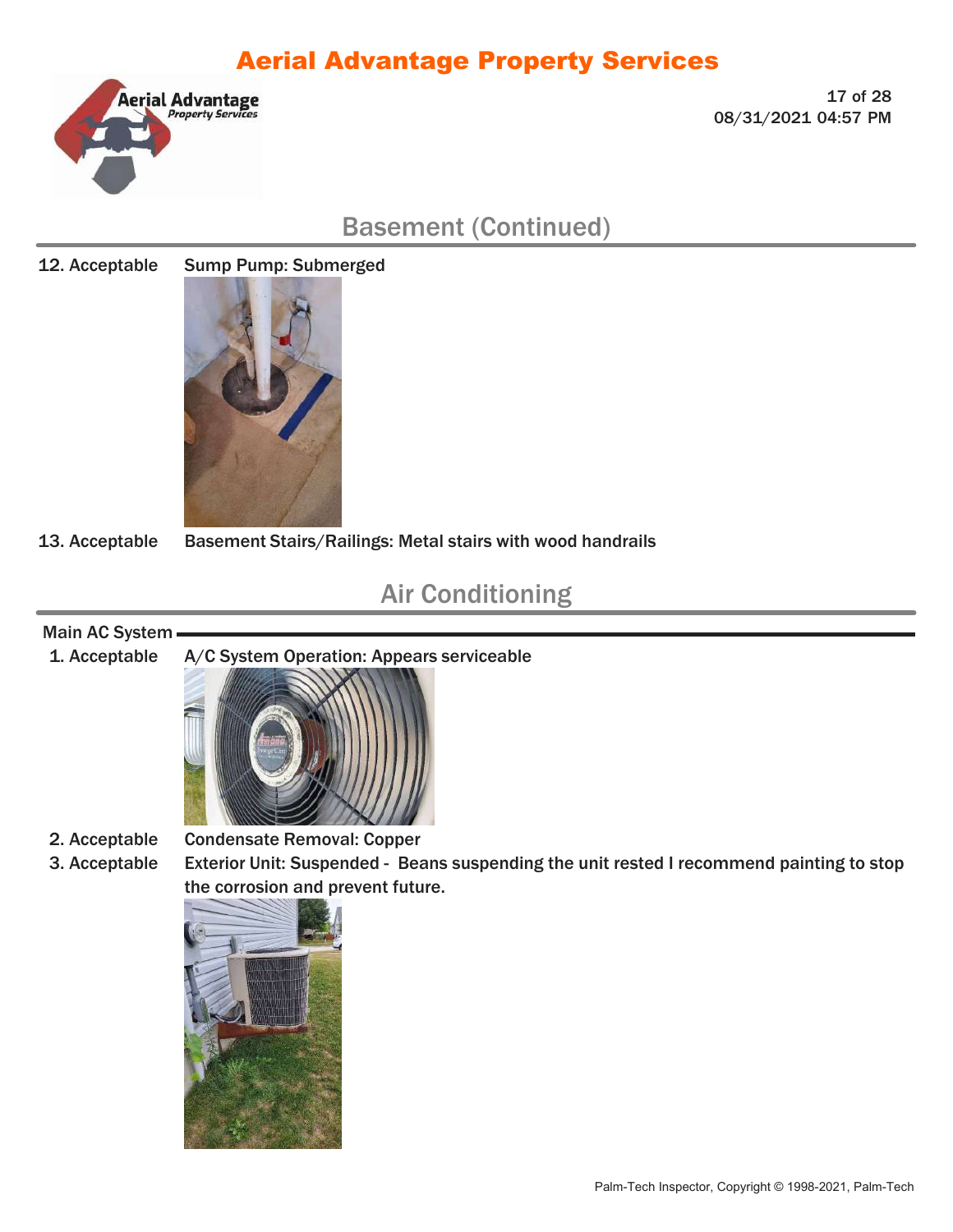## Basement (Continued)

12. Acceptable — **Sump Pump: Submerged**

13. Acceptable — **Basement Stairs/Railings: Metal stairs with wood handrails**

## Air Conditioning

### Main AC System

1. Acceptable — **A/C System Operation: Appears serviceable**

2. Acceptable — **Condensate Removal: Copper**

3. Acceptable — **Exterior Unit: Suspended - Beans suspending the unit rested I recommend painting to stop the corrosion and prevent future.**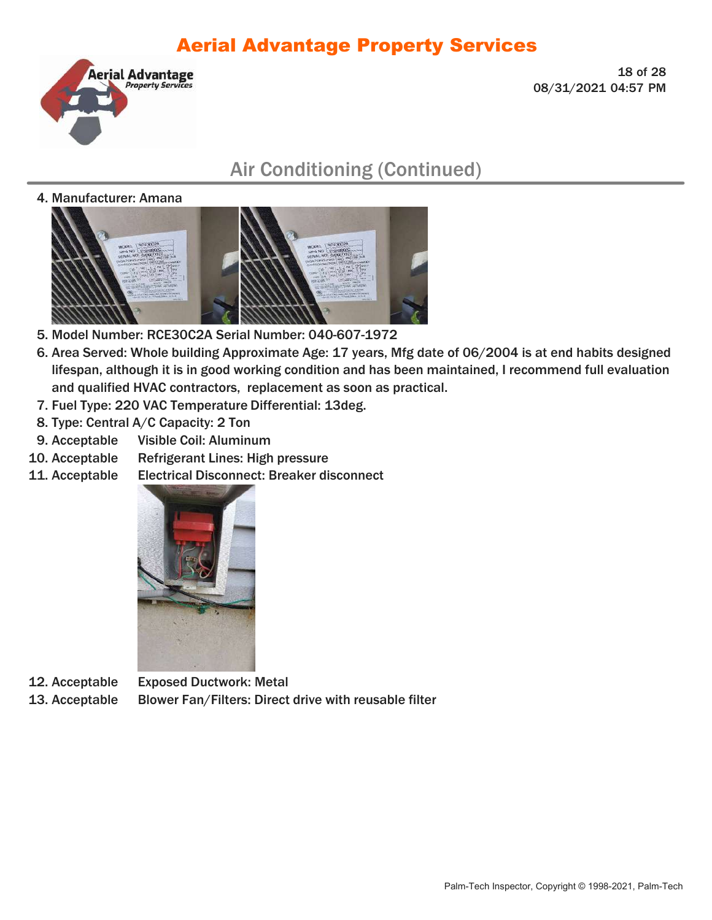## Air Conditioning (Continued)

4. Manufacturer: Amana
5. Model Number: RCE30C2A Serial Number: 040-607-1972
6. Area Served: Whole building Approximate Age: 17 years, Mfg date of 06/2004 is at end habits designed lifespan, although it is in good working condition and has been maintained, I recommend full evaluation and qualified HVAC contractors, replacement as soon as practical.
7. Fuel Type: 220 VAC Temperature Differential: 13deg.
8. Type: Central A/C Capacity: 2 Ton
9. Acceptable — Visible Coil: Aluminum
10. Acceptable — Refrigerant Lines: High pressure
11. Acceptable — Electrical Disconnect: Breaker disconnect
12. Acceptable — Exposed Ductwork: Metal
13. Acceptable — Blower Fan/Filters: Direct drive with reusable filter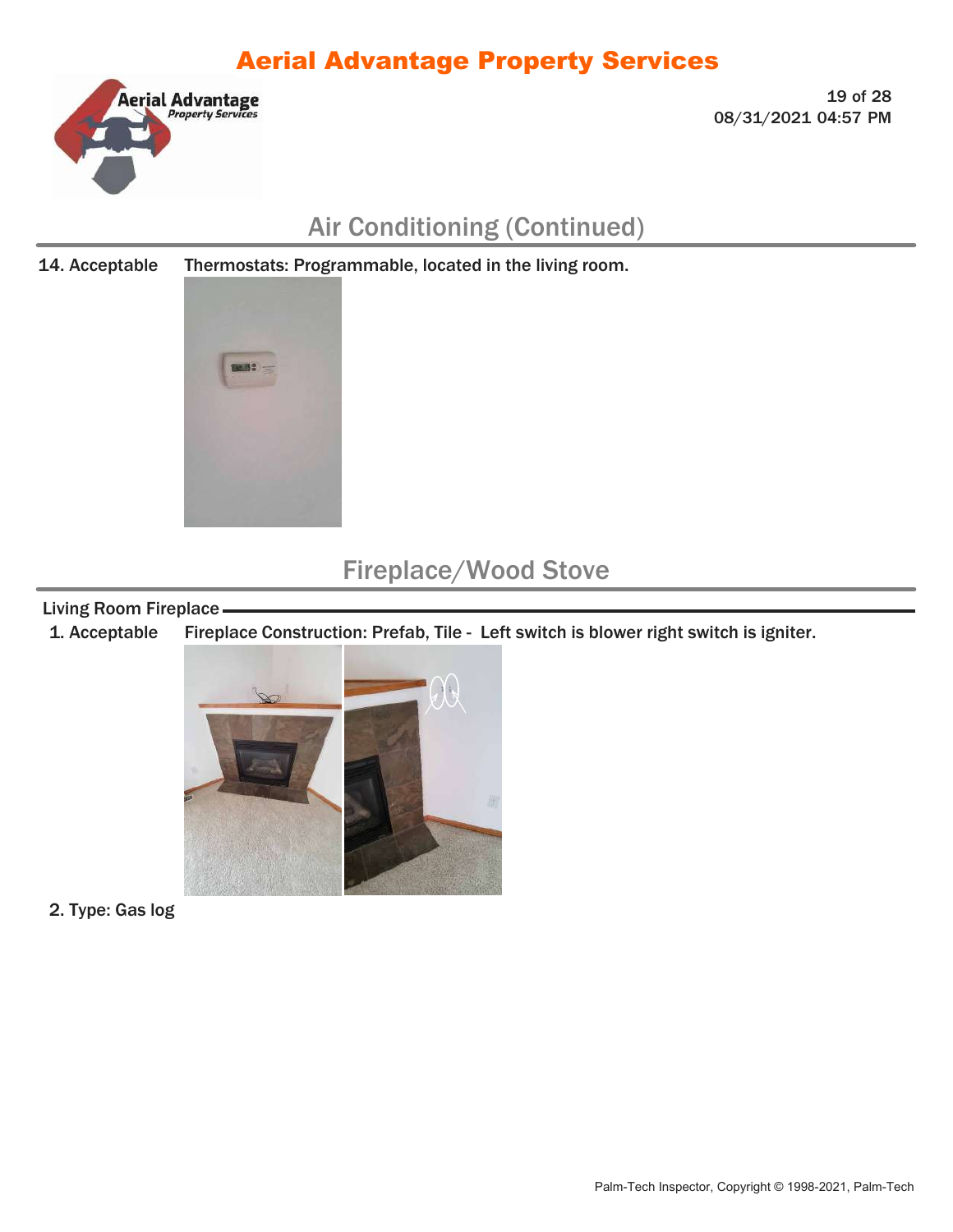## Air Conditioning (Continued)

14. Acceptable Thermostats: Programmable, located in the living room.

## Fireplace/Wood Stove

### Living Room Fireplace

1. Acceptable Fireplace Construction: Prefab, Tile - Left switch is blower right switch is igniter.

2. Type: Gas log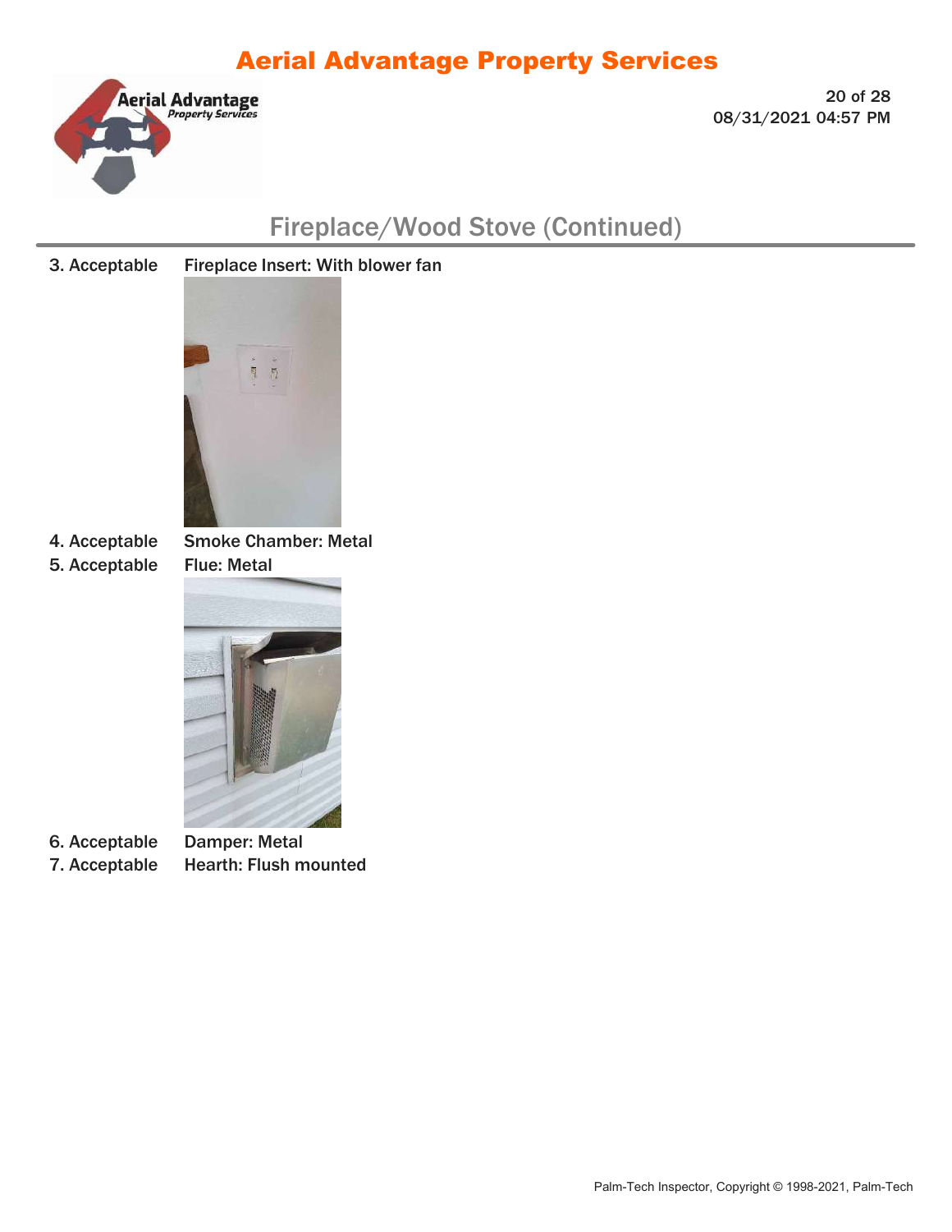## Fireplace/Wood Stove (Continued)

3. Acceptable Fireplace Insert: With blower fan

4. Acceptable Smoke Chamber: Metal

5. Acceptable Flue: Metal

6. Acceptable Damper: Metal

7. Acceptable Hearth: Flush mounted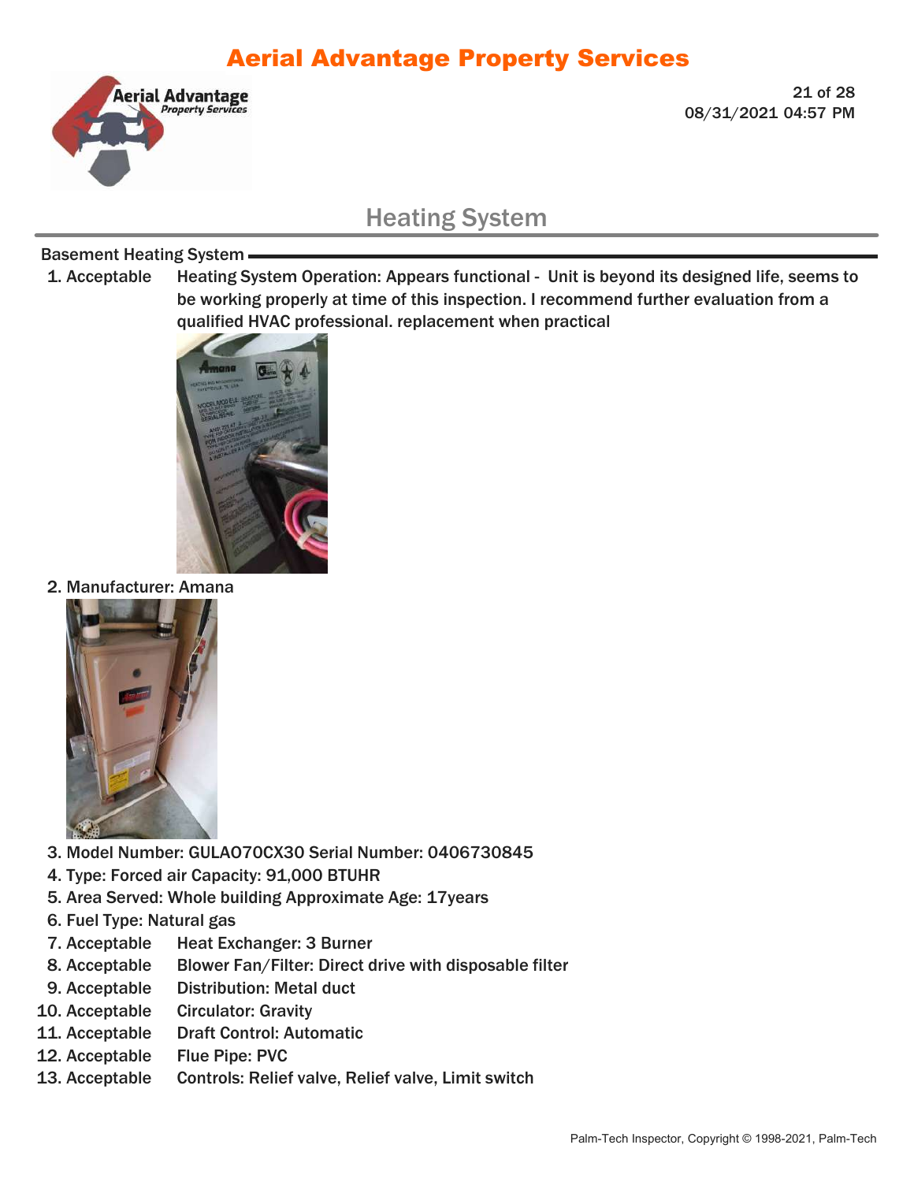## Heating System

### Basement Heating System

1. Acceptable — Heating System Operation: Appears functional - Unit is beyond its designed life, seems to be working properly at time of this inspection. I recommend further evaluation from a qualified HVAC professional. replacement when practical
2. Manufacturer: Amana
3. Model Number: GULAO70CX30 Serial Number: 0406730845
4. Type: Forced air Capacity: 91,000 BTUHR
5. Area Served: Whole building Approximate Age: 17years
6. Fuel Type: Natural gas
7. Acceptable — Heat Exchanger: 3 Burner
8. Acceptable — Blower Fan/Filter: Direct drive with disposable filter
9. Acceptable — Distribution: Metal duct
10. Acceptable — Circulator: Gravity
11. Acceptable — Draft Control: Automatic
12. Acceptable — Flue Pipe: PVC
13. Acceptable — Controls: Relief valve, Relief valve, Limit switch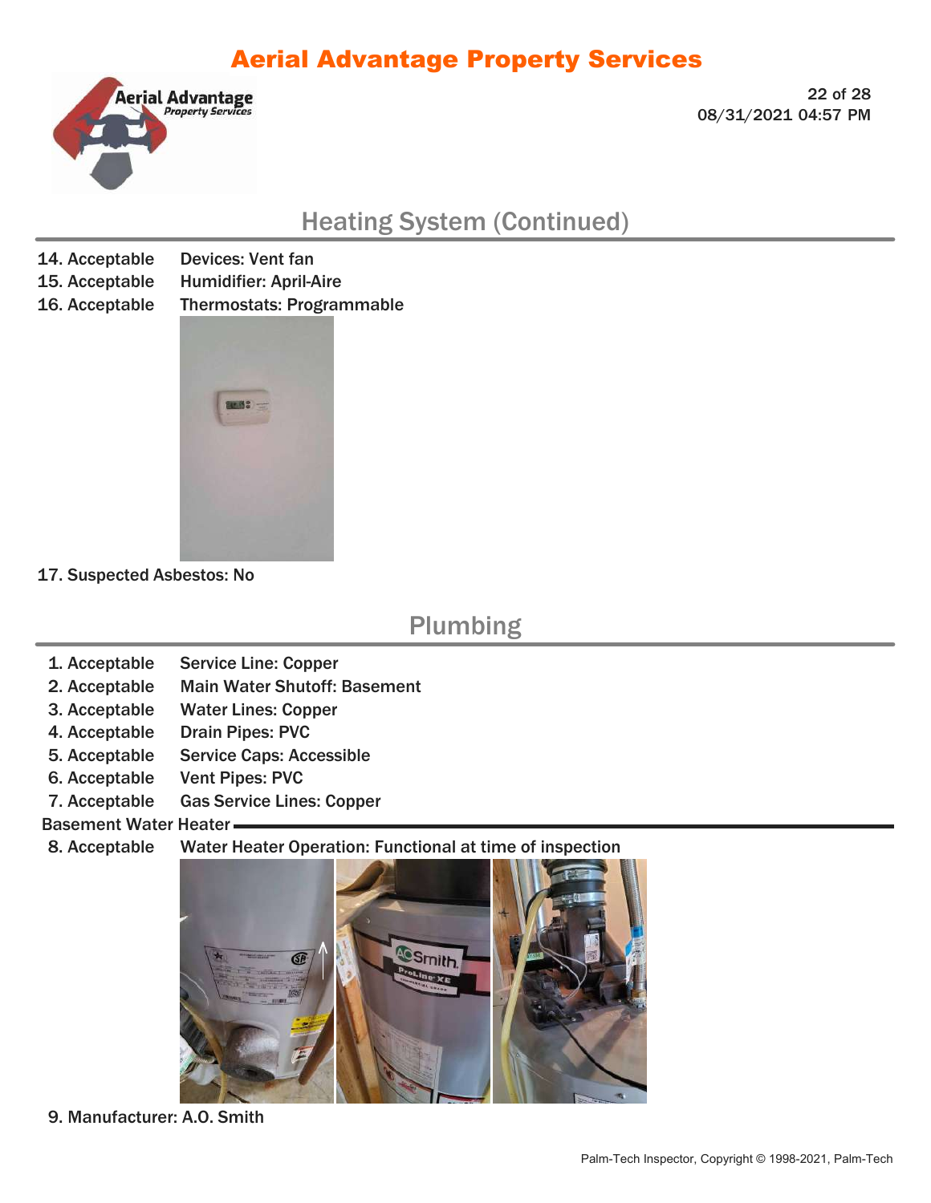## Heating System (Continued)

14. Acceptable Devices: Vent fan
15. Acceptable Humidifier: April-Aire
16. Acceptable Thermostats: Programmable

17. Suspected Asbestos: No

## Plumbing

1. Acceptable Service Line: Copper
2. Acceptable Main Water Shutoff: Basement
3. Acceptable Water Lines: Copper
4. Acceptable Drain Pipes: PVC
5. Acceptable Service Caps: Accessible
6. Acceptable Vent Pipes: PVC
7. Acceptable Gas Service Lines: Copper

### Basement Water Heater

8. Acceptable Water Heater Operation: Functional at time of inspection

9. Manufacturer: A.O. Smith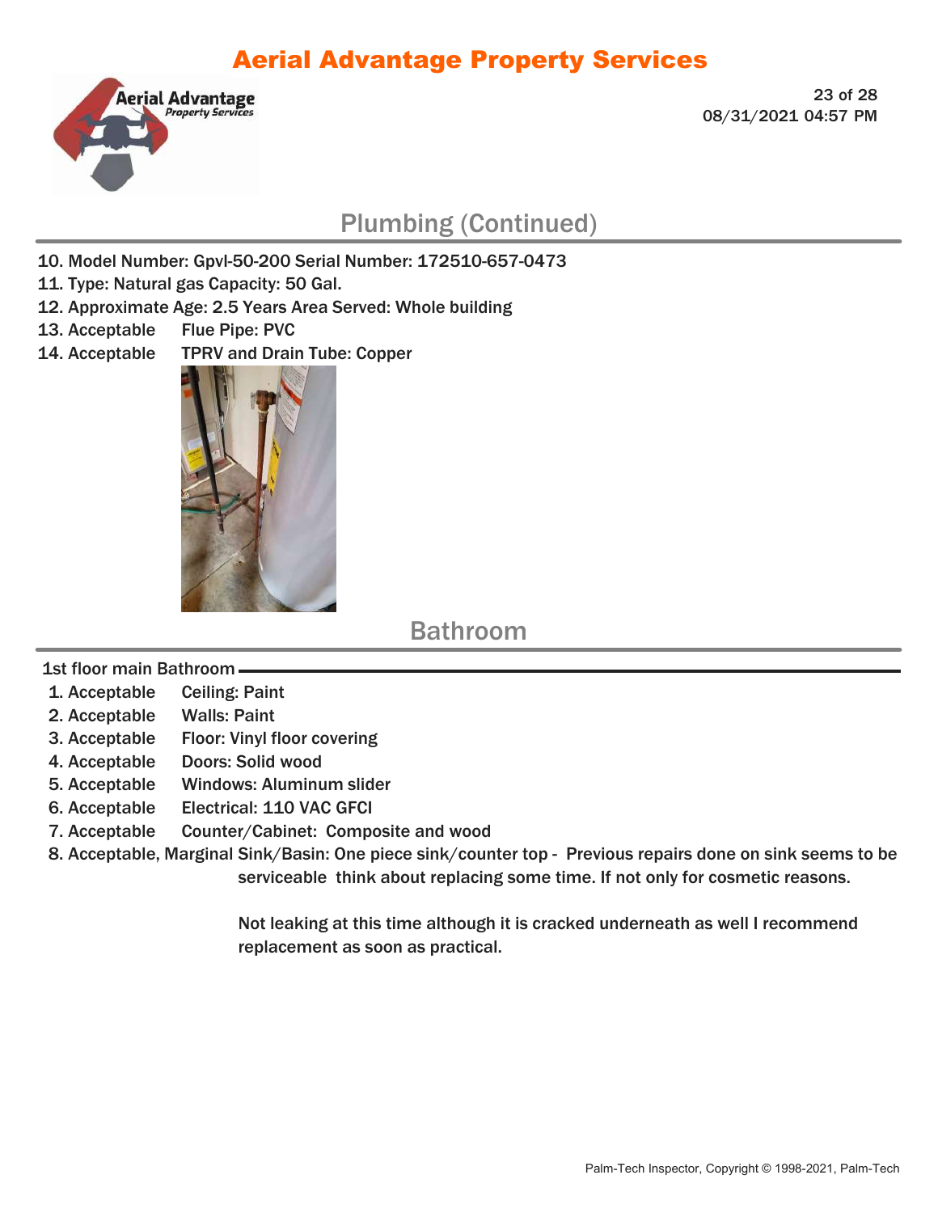## Plumbing (Continued)

10. Model Number: Gpvl-50-200 Serial Number: 172510-657-0473
11. Type: Natural gas Capacity: 50 Gal.
12. Approximate Age: 2.5 Years Area Served: Whole building
13. Acceptable Flue Pipe: PVC
14. Acceptable TPRV and Drain Tube: Copper

## Bathroom

### 1st floor main Bathroom

1. Acceptable Ceiling: Paint
2. Acceptable Walls: Paint
3. Acceptable Floor: Vinyl floor covering
4. Acceptable Doors: Solid wood
5. Acceptable Windows: Aluminum slider
6. Acceptable Electrical: 110 VAC GFCI
7. Acceptable Counter/Cabinet: Composite and wood
8. Acceptable, Marginal Sink/Basin: One piece sink/counter top - Previous repairs done on sink seems to be serviceable think about replacing some time. If not only for cosmetic reasons.

   Not leaking at this time although it is cracked underneath as well I recommend replacement as soon as practical.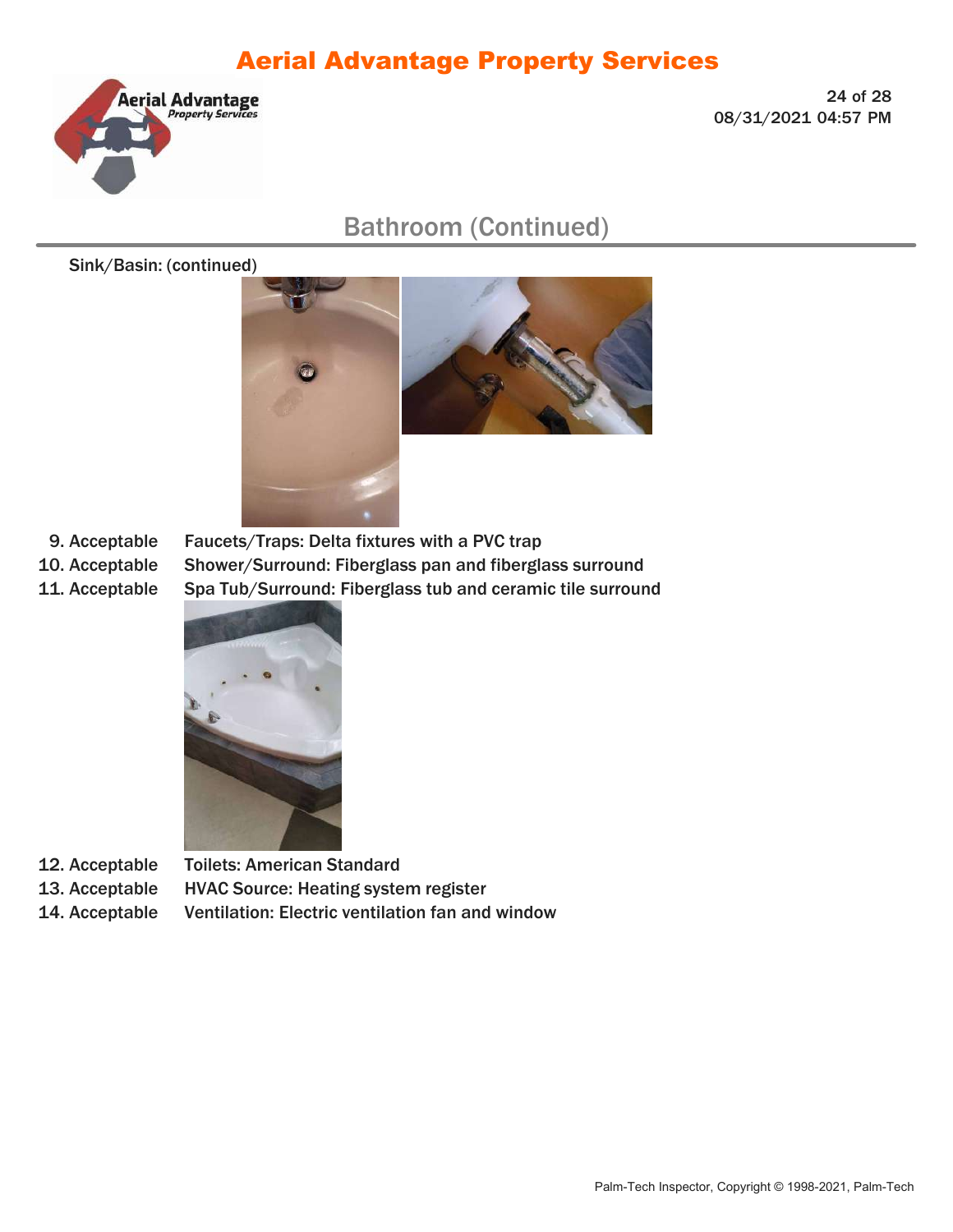## Bathroom (Continued)

Sink/Basin: (continued)

9. Acceptable  Faucets/Traps: Delta fixtures with a PVC trap
10. Acceptable  Shower/Surround: Fiberglass pan and fiberglass surround
11. Acceptable  Spa Tub/Surround: Fiberglass tub and ceramic tile surround
12. Acceptable  Toilets: American Standard
13. Acceptable  HVAC Source: Heating system register
14. Acceptable  Ventilation: Electric ventilation fan and window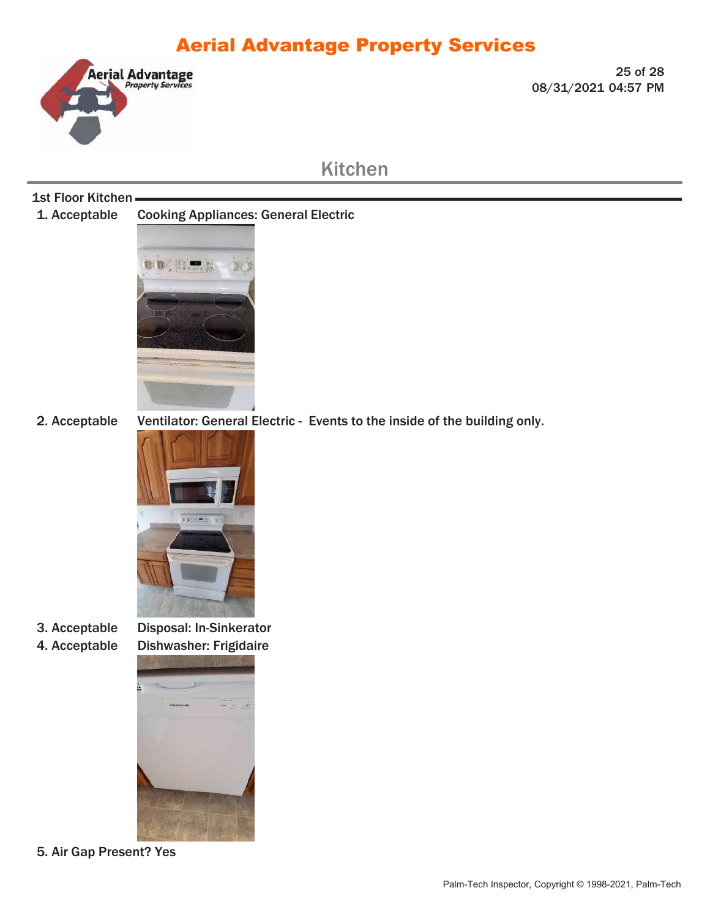# Kitchen

## 1st Floor Kitchen

1. Acceptable Cooking Appliances: General Electric

2. Acceptable Ventilator: General Electric - Events to the inside of the building only.

3. Acceptable Disposal: In-Sinkerator

4. Acceptable Dishwasher: Frigidaire

5. Air Gap Present? Yes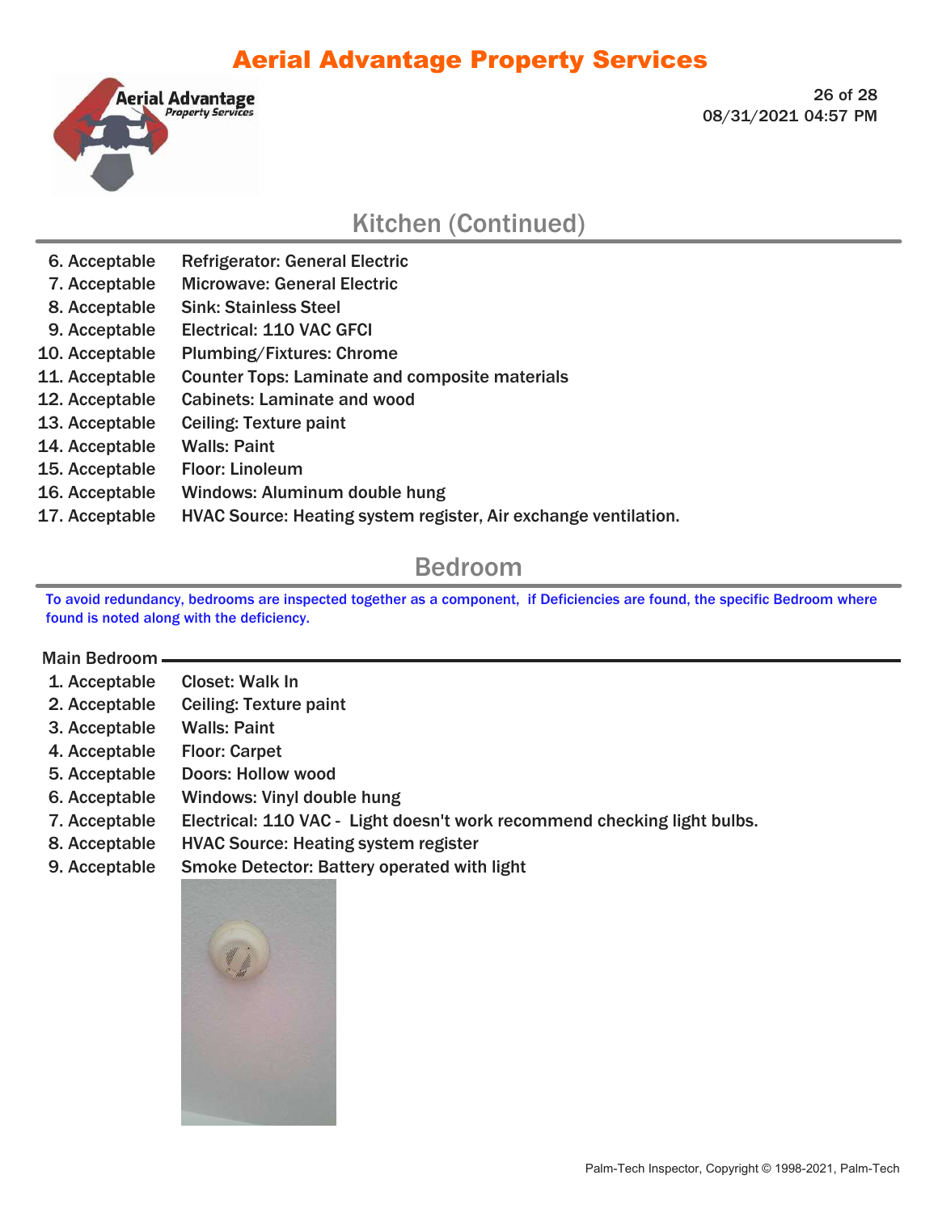## Kitchen (Continued)

6. Acceptable — Refrigerator: General Electric
7. Acceptable — Microwave: General Electric
8. Acceptable — Sink: Stainless Steel
9. Acceptable — Electrical: 110 VAC GFCI
10. Acceptable — Plumbing/Fixtures: Chrome
11. Acceptable — Counter Tops: Laminate and composite materials
12. Acceptable — Cabinets: Laminate and wood
13. Acceptable — Ceiling: Texture paint
14. Acceptable — Walls: Paint
15. Acceptable — Floor: Linoleum
16. Acceptable — Windows: Aluminum double hung
17. Acceptable — HVAC Source: Heating system register, Air exchange ventilation.

## Bedroom

To avoid redundancy, bedrooms are inspected together as a component, if Deficiencies are found, the specific Bedroom where found is noted along with the deficiency.

### Main Bedroom

1. Acceptable — Closet: Walk In
2. Acceptable — Ceiling: Texture paint
3. Acceptable — Walls: Paint
4. Acceptable — Floor: Carpet
5. Acceptable — Doors: Hollow wood
6. Acceptable — Windows: Vinyl double hung
7. Acceptable — Electrical: 110 VAC - Light doesn't work recommend checking light bulbs.
8. Acceptable — HVAC Source: Heating system register
9. Acceptable — Smoke Detector: Battery operated with light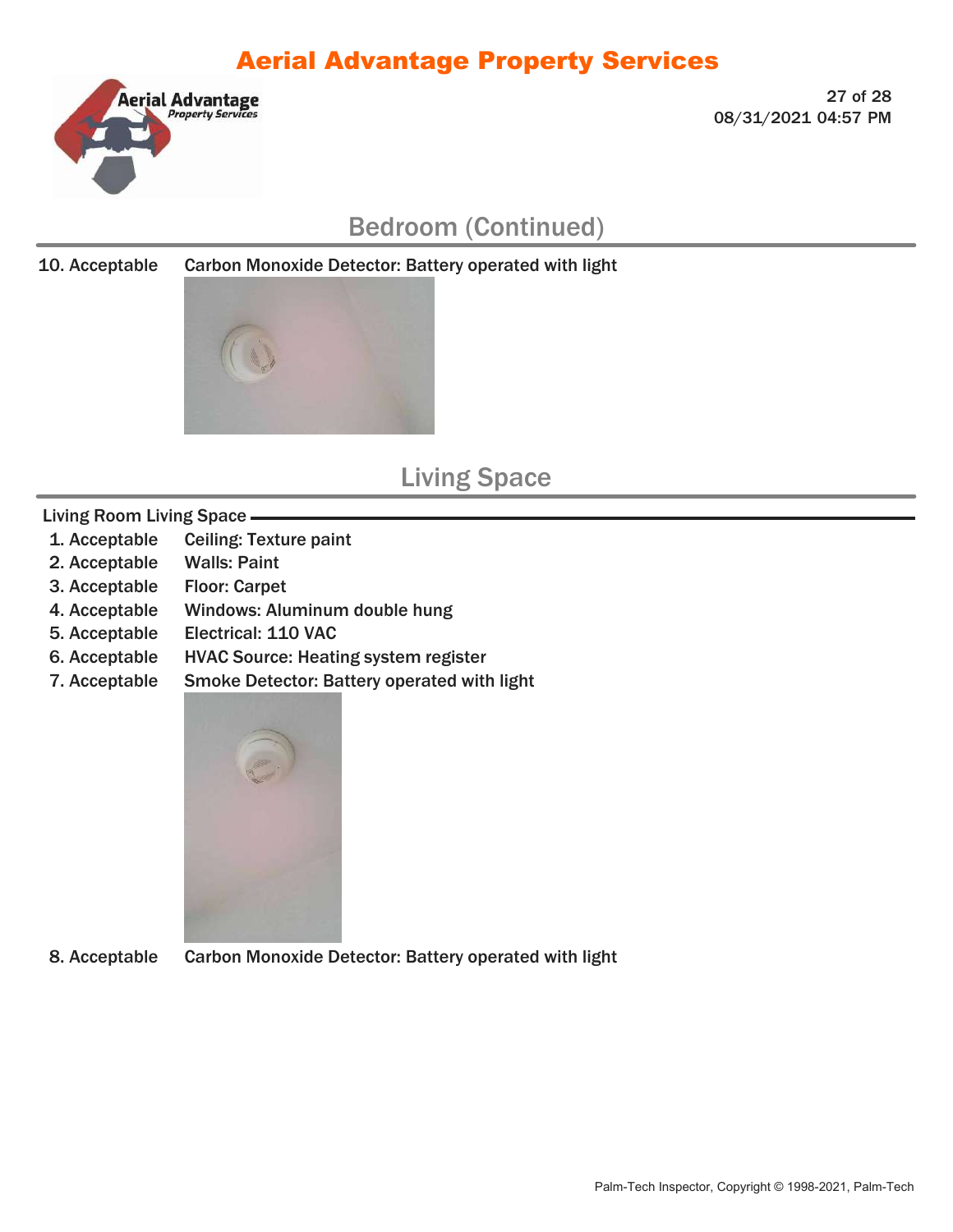## Bedroom (Continued)

10. Acceptable Carbon Monoxide Detector: Battery operated with light

## Living Space

### Living Room Living Space

1. Acceptable Ceiling: Texture paint
2. Acceptable Walls: Paint
3. Acceptable Floor: Carpet
4. Acceptable Windows: Aluminum double hung
5. Acceptable Electrical: 110 VAC
6. Acceptable HVAC Source: Heating system register
7. Acceptable Smoke Detector: Battery operated with light
8. Acceptable Carbon Monoxide Detector: Battery operated with light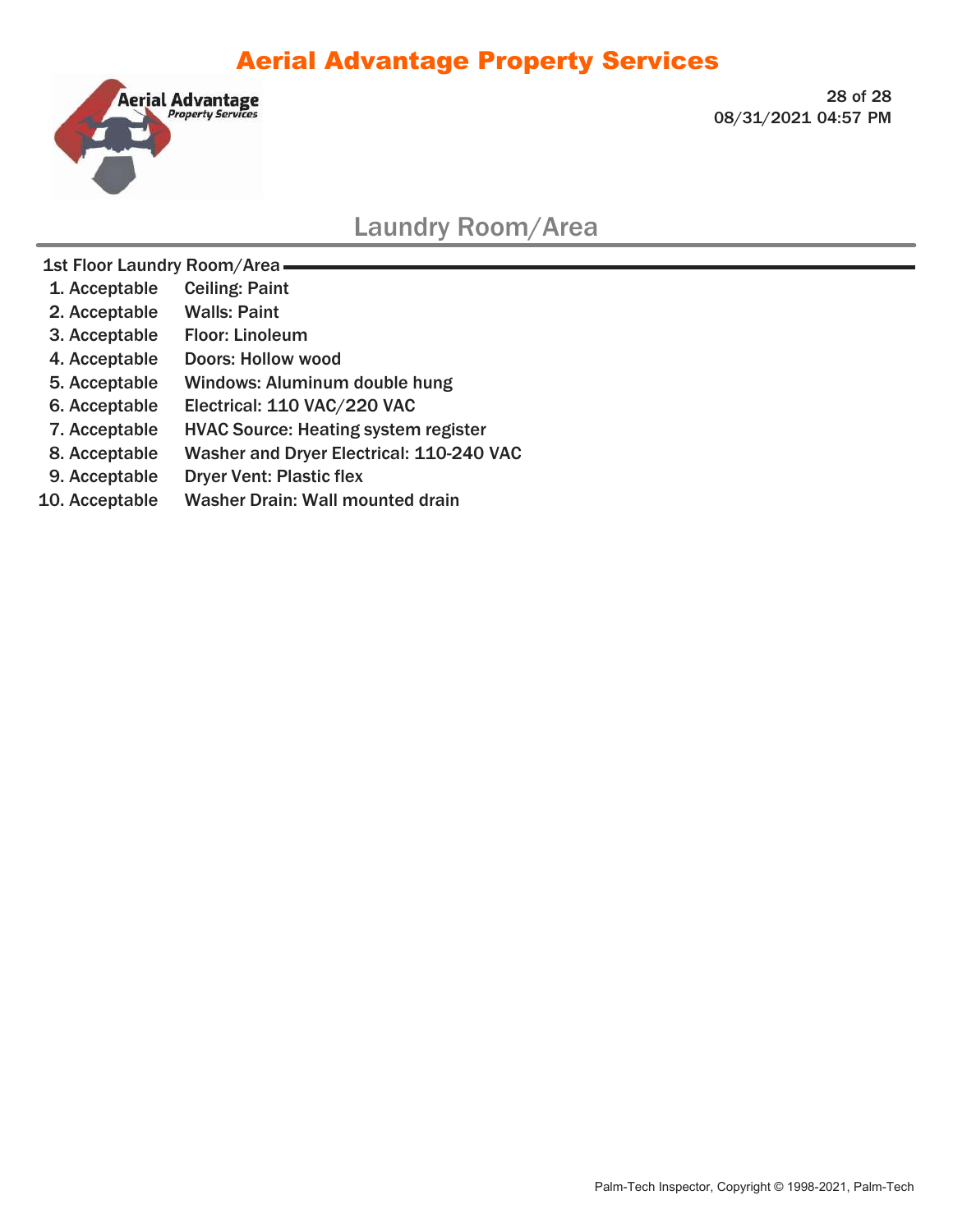## Laundry Room/Area

### 1st Floor Laundry Room/Area

1. Acceptable — Ceiling: Paint
2. Acceptable — Walls: Paint
3. Acceptable — Floor: Linoleum
4. Acceptable — Doors: Hollow wood
5. Acceptable — Windows: Aluminum double hung
6. Acceptable — Electrical: 110 VAC/220 VAC
7. Acceptable — HVAC Source: Heating system register
8. Acceptable — Washer and Dryer Electrical: 110-240 VAC
9. Acceptable — Dryer Vent: Plastic flex
10. Acceptable — Washer Drain: Wall mounted drain